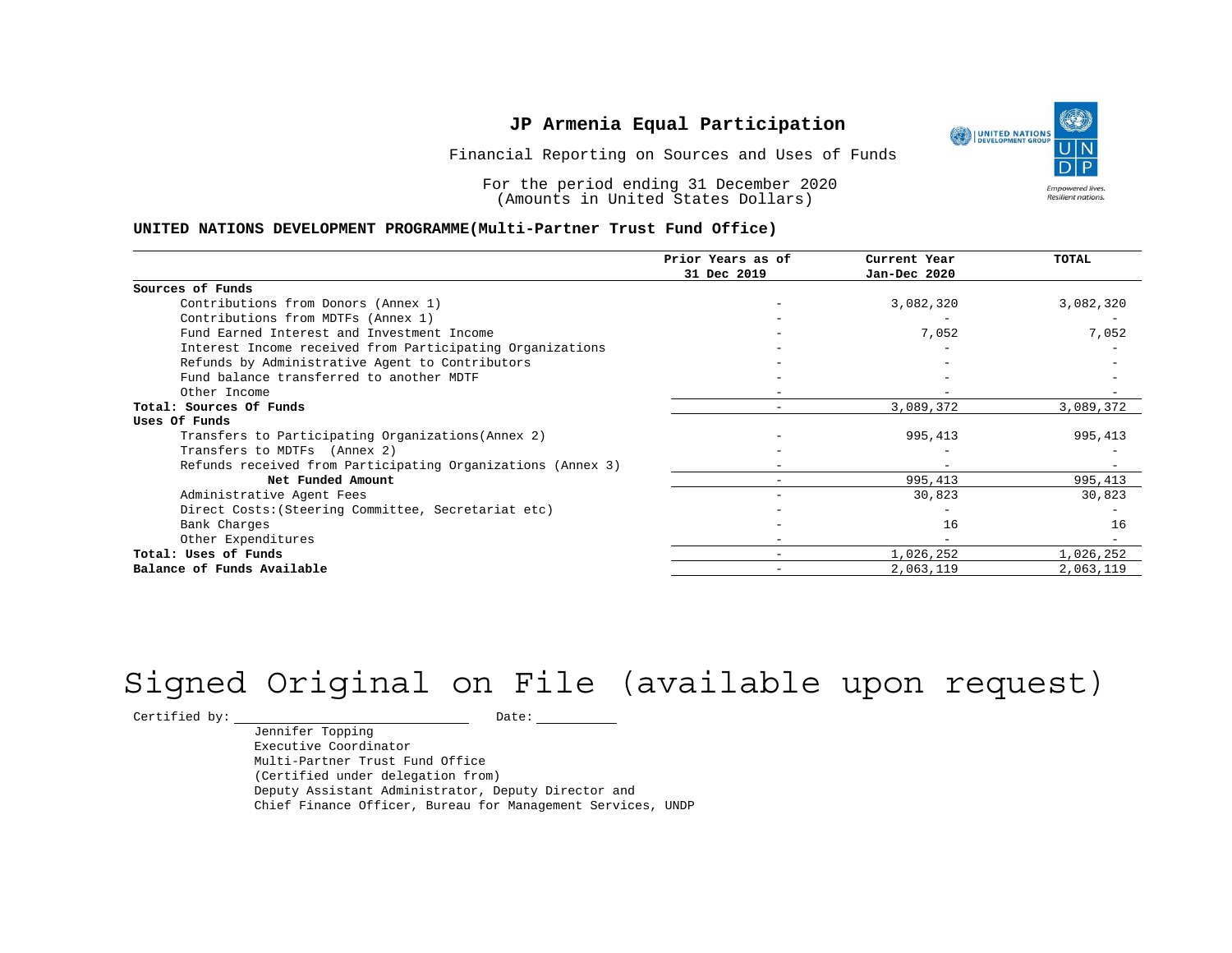# JP Armenia Equal Participation

Financial Reporting on Sources and Uses of Funds

For the period ending 31 December 2020
(Amounts in United States Dollars)

**UNITED NATIONS DEVELOPMENT PROGRAMME(Multi-Partner Trust Fund Office)**

| | Prior Years as of 31 Dec 2019 | Current Year Jan-Dec 2020 | TOTAL |
|---|---|---|---|
| **Sources of Funds** | | | |
| Contributions from Donors (Annex 1) | - | 3,082,320 | 3,082,320 |
| Contributions from MDTFs (Annex 1) | - | - | - |
| Fund Earned Interest and Investment Income | - | 7,052 | 7,052 |
| Interest Income received from Participating Organizations | - | - | - |
| Refunds by Administrative Agent to Contributors | - | - | - |
| Fund balance transferred to another MDTF | - | - | - |
| Other Income | - | - | - |
| **Total: Sources Of Funds** | - | 3,089,372 | 3,089,372 |
| **Uses Of Funds** | | | |
| Transfers to Participating Organizations(Annex 2) | - | 995,413 | 995,413 |
| Transfers to MDTFs (Annex 2) | - | - | - |
| Refunds received from Participating Organizations (Annex 3) | - | - | - |
| **Net Funded Amount** | - | 995,413 | 995,413 |
| Administrative Agent Fees | - | 30,823 | 30,823 |
| Direct Costs:(Steering Committee, Secretariat etc) | - | - | - |
| Bank Charges | - | 16 | 16 |
| Other Expenditures | - | - | - |
| **Total: Uses of Funds** | - | 1,026,252 | 1,026,252 |
| **Balance of Funds Available** | - | 2,063,119 | 2,063,119 |

Signed Original on File (available upon request)

Certified by: \_\_\_\_\_\_\_\_\_\_\_\_\_\_\_\_\_\_\_\_ Date: \_\_\_\_\_\_\_\_

Jennifer Topping
Executive Coordinator
Multi-Partner Trust Fund Office
(Certified under delegation from)
Deputy Assistant Administrator, Deputy Director and
Chief Finance Officer, Bureau for Management Services, UNDP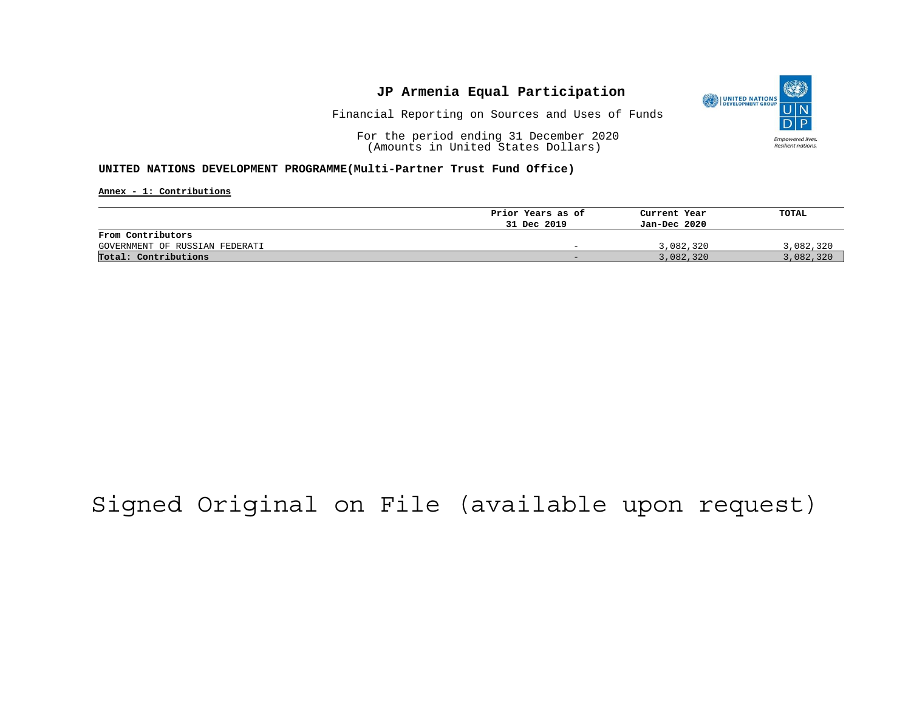# JP Armenia Equal Participation

Financial Reporting on Sources and Uses of Funds

For the period ending 31 December 2020
(Amounts in United States Dollars)

**UNITED NATIONS DEVELOPMENT PROGRAMME(Multi-Partner Trust Fund Office)**

**Annex - 1: Contributions**

| | Prior Years as of 31 Dec 2019 | Current Year Jan-Dec 2020 | TOTAL |
|---|---|---|---|
| **From Contributors** | | | |
| GOVERNMENT OF RUSSIAN FEDERATI | - | 3,082,320 | 3,082,320 |
| **Total: Contributions** | - | 3,082,320 | 3,082,320 |

Signed Original on File (available upon request)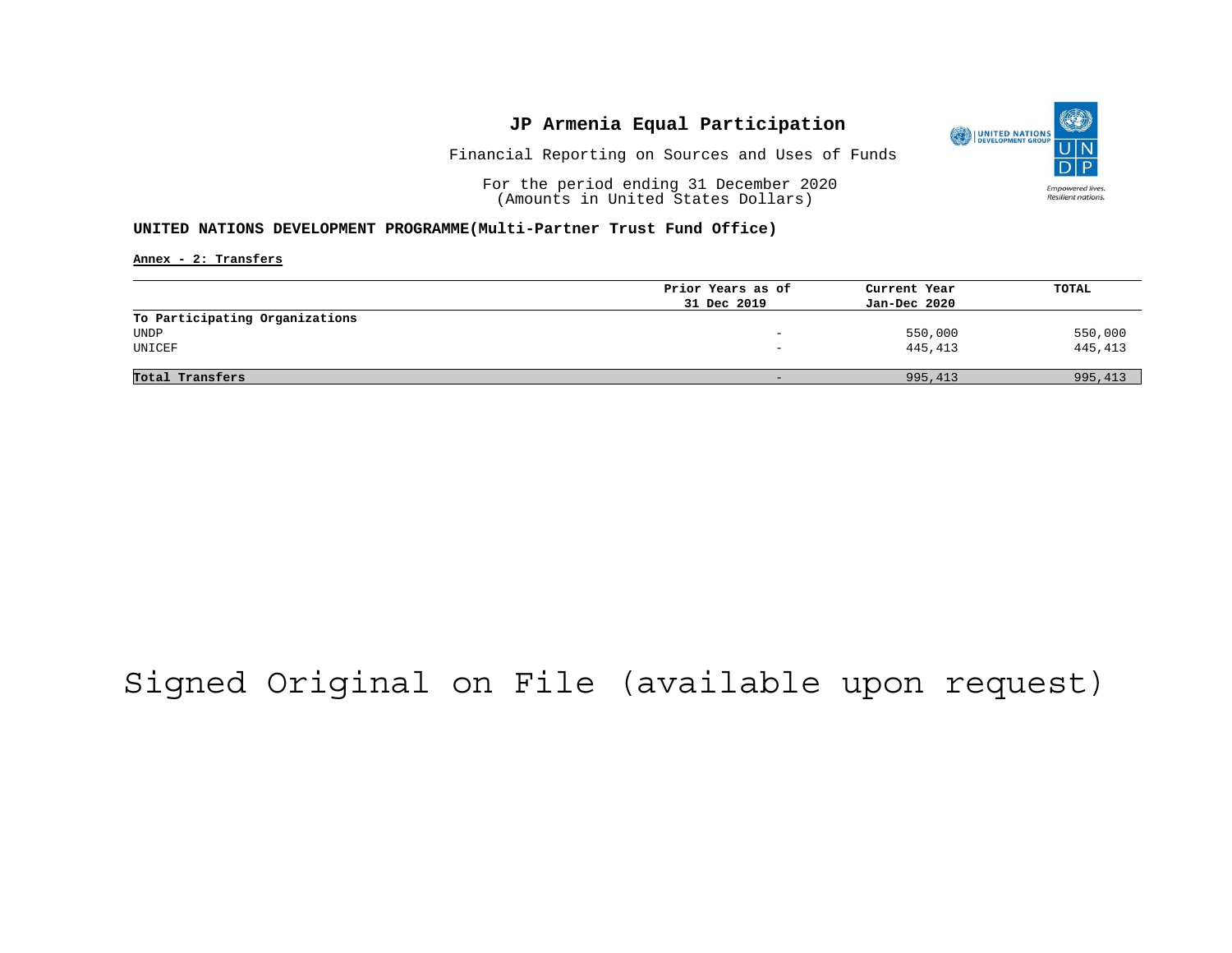# JP Armenia Equal Participation

Financial Reporting on Sources and Uses of Funds

For the period ending 31 December 2020
(Amounts in United States Dollars)

**UNITED NATIONS DEVELOPMENT PROGRAMME(Multi-Partner Trust Fund Office)**

**Annex - 2: Transfers**

| | Prior Years as of 31 Dec 2019 | Current Year Jan-Dec 2020 | TOTAL |
|---|---|---|---|
| **To Participating Organizations** | | | |
| UNDP | - | 550,000 | 550,000 |
| UNICEF | - | 445,413 | 445,413 |
| **Total Transfers** | - | 995,413 | 995,413 |

Signed Original on File (available upon request)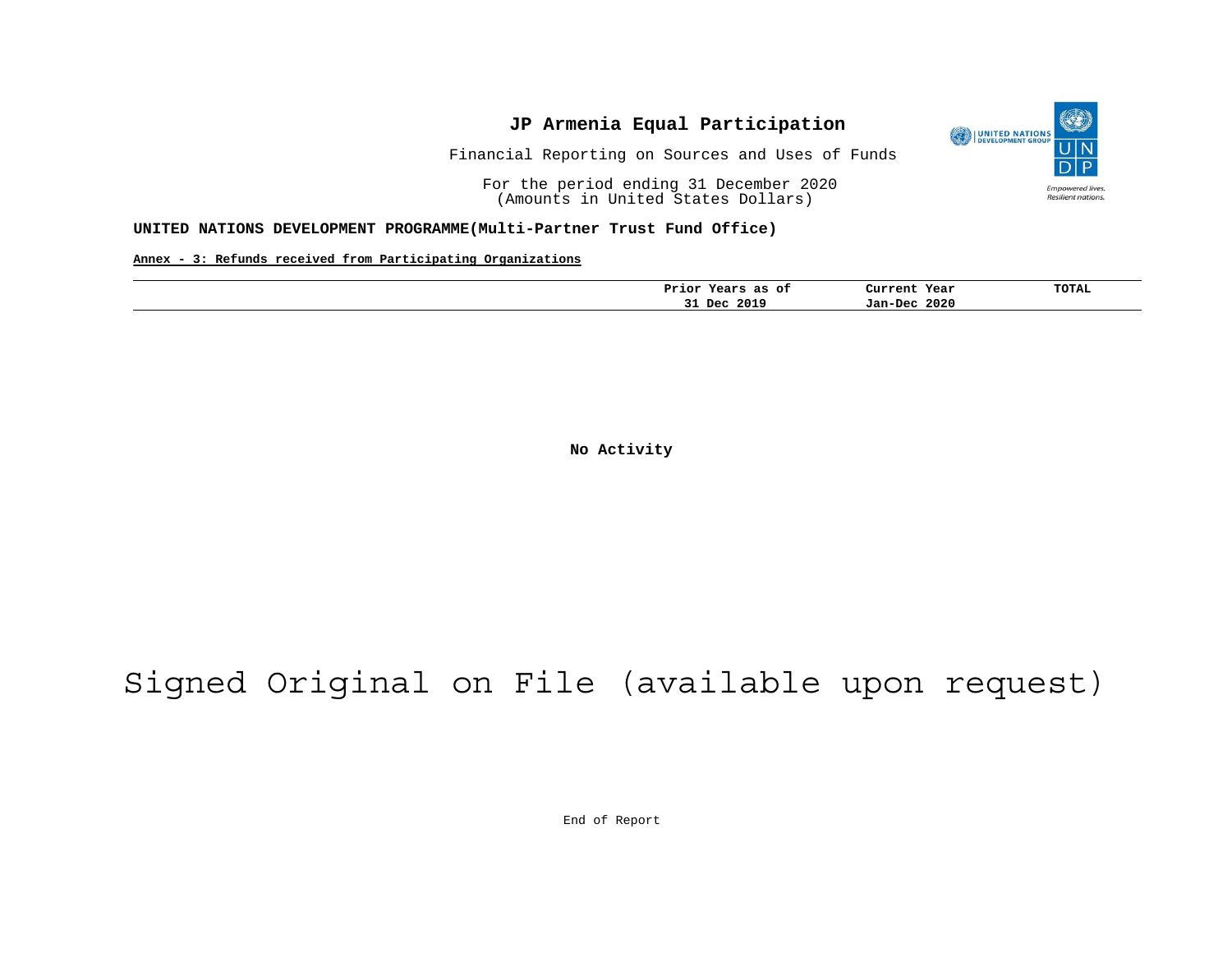# JP Armenia Equal Participation

Financial Reporting on Sources and Uses of Funds

For the period ending 31 December 2020
(Amounts in United States Dollars)

**UNITED NATIONS DEVELOPMENT PROGRAMME(Multi-Partner Trust Fund Office)**

**Annex - 3: Refunds received from Participating Organizations**

| | Prior Years as of 31 Dec 2019 | Current Year Jan-Dec 2020 | TOTAL |
|---|---|---|---|

**No Activity**

Signed Original on File (available upon request)

End of Report